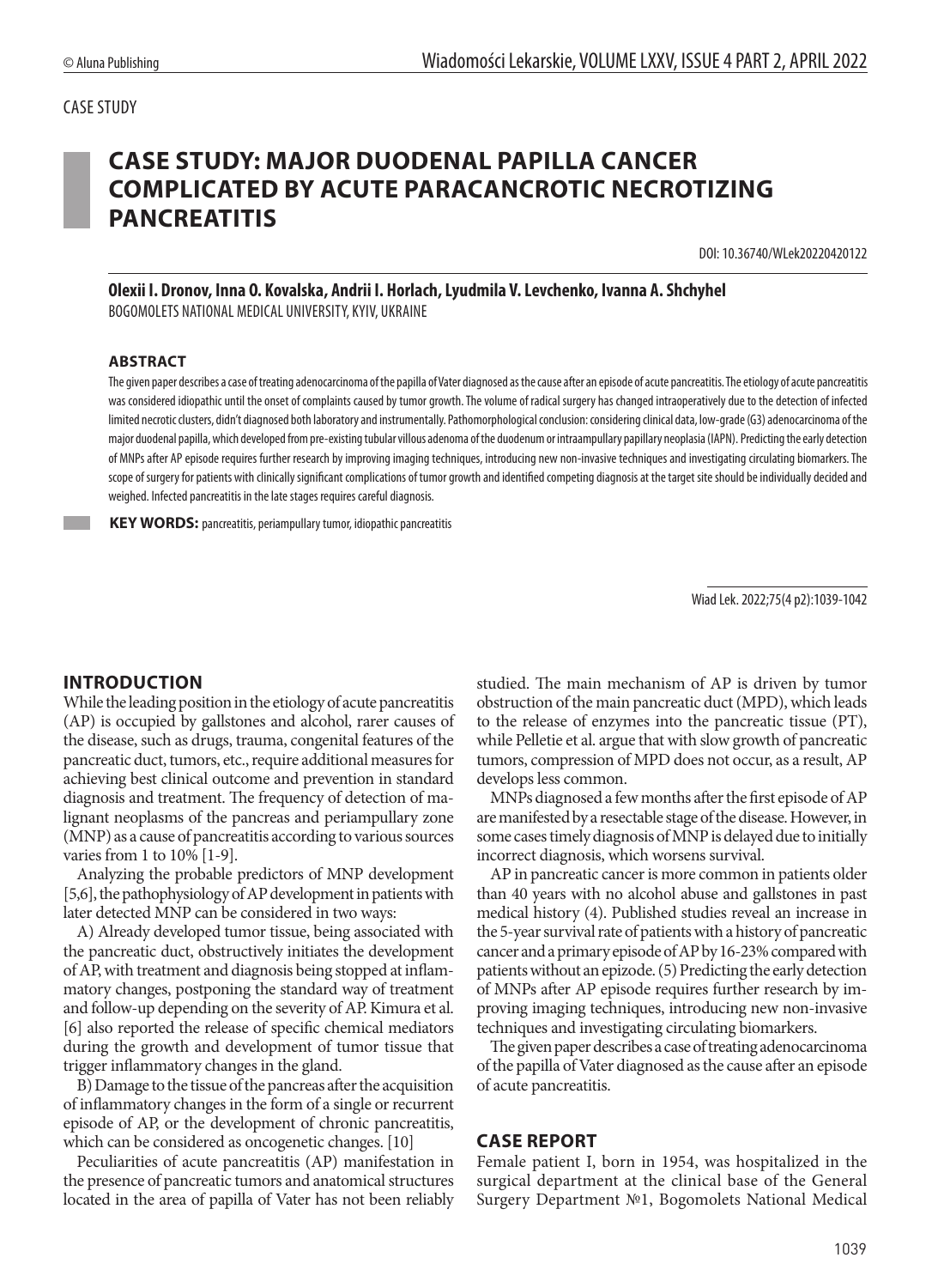CASE STUDY

# CASE STUDY: MAJOR DUODENAL PAPILLA CANCER COMPLICATED BY ACUTE PARACANCROTIC NECROTIZING PANCREATITIS

DOI: 10.36740/WLek20220420122

**Olexii I. Dronov, Inna O. Kovalska, Andrii I. Horlach, Lyudmila V. Levchenko, Ivanna A. Shchyhel**
BOGOMOLETS NATIONAL MEDICAL UNIVERSITY, KYIV, UKRAINE

### ABSTRACT

The given paper describes a case of treating adenocarcinoma of the papilla of Vater diagnosed as the cause after an episode of acute pancreatitis. The etiology of acute pancreatitis was considered idiopathic until the onset of complaints caused by tumor growth. The volume of radical surgery has changed intraoperatively due to the detection of infected limited necrotic clusters, didn't diagnosed both laboratory and instrumentally. Pathomorphological conclusion: considering clinical data, low-grade (G3) adenocarcinoma of the major duodenal papilla, which developed from pre-existing tubular villous adenoma of the duodenum or intraampullary papillary neoplasia (IAPN). Predicting the early detection of MNPs after AP episode requires further research by improving imaging techniques, introducing new non-invasive techniques and investigating circulating biomarkers. The scope of surgery for patients with clinically significant complications of tumor growth and identified competing diagnosis at the target site should be individually decided and weighed. Infected pancreatitis in the late stages requires careful diagnosis.

**KEY WORDS:** pancreatitis, periampullary tumor, idiopathic pancreatitis

Wiad Lek. 2022;75(4 p2):1039-1042

## INTRODUCTION

While the leading position in the etiology of acute pancreatitis (AP) is occupied by gallstones and alcohol, rarer causes of the disease, such as drugs, trauma, congenital features of the pancreatic duct, tumors, etc., require additional measures for achieving best clinical outcome and prevention in standard diagnosis and treatment. The frequency of detection of malignant neoplasms of the pancreas and periampullary zone (MNP) as a cause of pancreatitis according to various sources varies from 1 to 10% [1-9].

Analyzing the probable predictors of MNP development [5,6], the pathophysiology of AP development in patients with later detected MNP can be considered in two ways:

A) Already developed tumor tissue, being associated with the pancreatic duct, obstructively initiates the development of AP, with treatment and diagnosis being stopped at inflammatory changes, postponing the standard way of treatment and follow-up depending on the severity of AP. Kimura et al. [6] also reported the release of specific chemical mediators during the growth and development of tumor tissue that trigger inflammatory changes in the gland.

B) Damage to the tissue of the pancreas after the acquisition of inflammatory changes in the form of a single or recurrent episode of AP, or the development of chronic pancreatitis, which can be considered as oncogenetic changes. [10]

Peculiarities of acute pancreatitis (AP) manifestation in the presence of pancreatic tumors and anatomical structures located in the area of papilla of Vater has not been reliably studied. The main mechanism of AP is driven by tumor obstruction of the main pancreatic duct (MPD), which leads to the release of enzymes into the pancreatic tissue (PT), while Pelletie et al. argue that with slow growth of pancreatic tumors, compression of MPD does not occur, as a result, AP develops less common.

MNPs diagnosed a few months after the first episode of AP are manifested by a resectable stage of the disease. However, in some cases timely diagnosis of MNP is delayed due to initially incorrect diagnosis, which worsens survival.

AP in pancreatic cancer is more common in patients older than 40 years with no alcohol abuse and gallstones in past medical history (4). Published studies reveal an increase in the 5-year survival rate of patients with a history of pancreatic cancer and a primary episode of AP by 16-23% compared with patients without an epizode. (5) Predicting the early detection of MNPs after AP episode requires further research by improving imaging techniques, introducing new non-invasive techniques and investigating circulating biomarkers.

The given paper describes a case of treating adenocarcinoma of the papilla of Vater diagnosed as the cause after an episode of acute pancreatitis.

## CASE REPORT

Female patient I, born in 1954, was hospitalized in the surgical department at the clinical base of the General Surgery Department №1, Bogomolets National Medical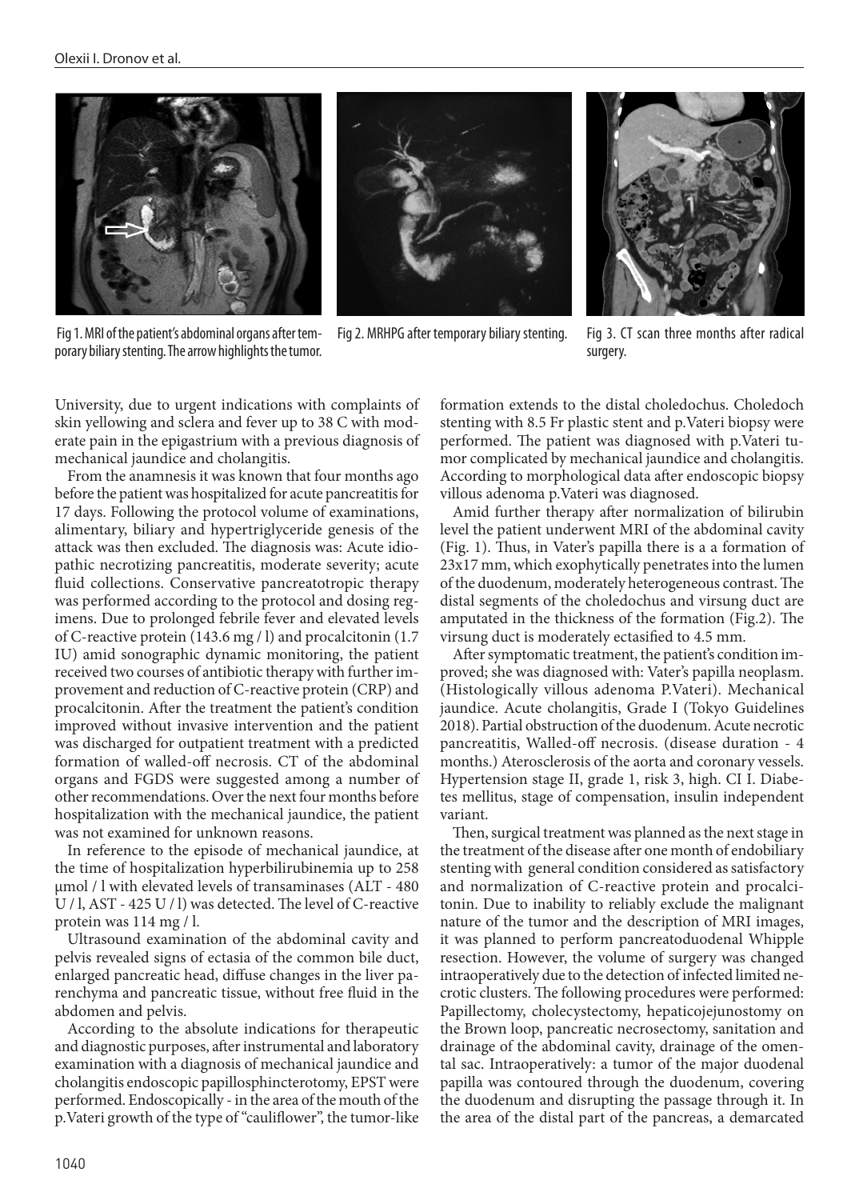Fig 1. MRI of the patient's abdominal organs after temporary biliary stenting. The arrow highlights the tumor.

Fig 2. MRHPG after temporary biliary stenting.

Fig 3. CT scan three months after radical surgery.

University, due to urgent indications with complaints of skin yellowing and sclera and fever up to 38 C with moderate pain in the epigastrium with a previous diagnosis of mechanical jaundice and cholangitis.

From the anamnesis it was known that four months ago before the patient was hospitalized for acute pancreatitis for 17 days. Following the protocol volume of examinations, alimentary, biliary and hypertriglyceride genesis of the attack was then excluded. The diagnosis was: Acute idiopathic necrotizing pancreatitis, moderate severity; acute fluid collections. Conservative pancreatotropic therapy was performed according to the protocol and dosing regimens. Due to prolonged febrile fever and elevated levels of C-reactive protein (143.6 mg / l) and procalcitonin (1.7 IU) amid sonographic dynamic monitoring, the patient received two courses of antibiotic therapy with further improvement and reduction of C-reactive protein (CRP) and procalcitonin. After the treatment the patient's condition improved without invasive intervention and the patient was discharged for outpatient treatment with a predicted formation of walled-off necrosis. CT of the abdominal organs and FGDS were suggested among a number of other recommendations. Over the next four months before hospitalization with the mechanical jaundice, the patient was not examined for unknown reasons.

In reference to the episode of mechanical jaundice, at the time of hospitalization hyperbilirubinemia up to 258 μmol / l with elevated levels of transaminases (ALT - 480 U / l, AST - 425 U / l) was detected. The level of C-reactive protein was 114 mg / l.

Ultrasound examination of the abdominal cavity and pelvis revealed signs of ectasia of the common bile duct, enlarged pancreatic head, diffuse changes in the liver parenchyma and pancreatic tissue, without free fluid in the abdomen and pelvis.

According to the absolute indications for therapeutic and diagnostic purposes, after instrumental and laboratory examination with a diagnosis of mechanical jaundice and cholangitis endoscopic papillosphincterotomy, EPST were performed. Endoscopically - in the area of the mouth of the p.Vateri growth of the type of "cauliflower", the tumor-like formation extends to the distal choledochus. Choledoch stenting with 8.5 Fr plastic stent and p.Vateri biopsy were performed. The patient was diagnosed with p.Vateri tumor complicated by mechanical jaundice and cholangitis. According to morphological data after endoscopic biopsy villous adenoma p.Vateri was diagnosed.

Amid further therapy after normalization of bilirubin level the patient underwent MRI of the abdominal cavity (Fig. 1). Thus, in Vater's papilla there is a a formation of 23x17 mm, which exophytically penetrates into the lumen of the duodenum, moderately heterogeneous contrast. The distal segments of the choledochus and virsung duct are amputated in the thickness of the formation (Fig.2). The virsung duct is moderately ectasified to 4.5 mm.

After symptomatic treatment, the patient's condition improved; she was diagnosed with: Vater's papilla neoplasm. (Histologically villous adenoma P.Vateri). Mechanical jaundice. Acute cholangitis, Grade I (Tokyo Guidelines 2018). Partial obstruction of the duodenum. Acute necrotic pancreatitis, Walled-off necrosis. (disease duration - 4 months.) Aterosclerosis of the aorta and coronary vessels. Hypertension stage II, grade 1, risk 3, high. CI I. Diabetes mellitus, stage of compensation, insulin independent variant.

Then, surgical treatment was planned as the next stage in the treatment of the disease after one month of endobiliary stenting with general condition considered as satisfactory and normalization of C-reactive protein and procalcitonin. Due to inability to reliably exclude the malignant nature of the tumor and the description of MRI images, it was planned to perform pancreatoduodenal Whipple resection. However, the volume of surgery was changed intraoperatively due to the detection of infected limited necrotic clusters. The following procedures were performed: Papillectomy, cholecystectomy, hepaticojejunostomy on the Brown loop, pancreatic necrosectomy, sanitation and drainage of the abdominal cavity, drainage of the omental sac. Intraoperatively: a tumor of the major duodenal papilla was contoured through the duodenum, covering the duodenum and disrupting the passage through it. In the area of the distal part of the pancreas, a demarcated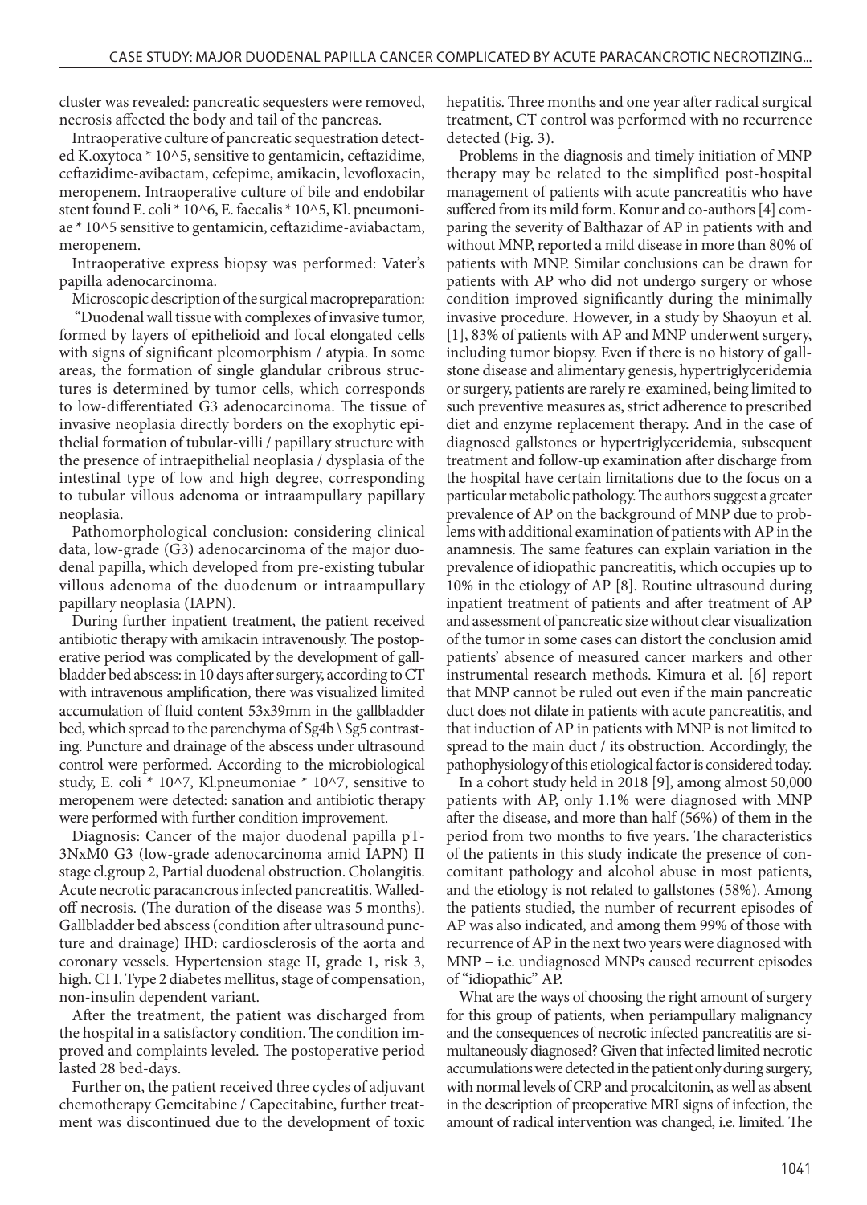cluster was revealed: pancreatic sequesters were removed, necrosis affected the body and tail of the pancreas.

Intraoperative culture of pancreatic sequestration detected K.oxytoca * 10^5, sensitive to gentamicin, ceftazidime, ceftazidime-avibactam, cefepime, amikacin, levofloxacin, meropenem. Intraoperative culture of bile and endobilar stent found E. coli * 10^6, E. faecalis * 10^5, Kl. pneumoniae * 10^5 sensitive to gentamicin, ceftazidime-aviabactam, meropenem.

Intraoperative express biopsy was performed: Vater's papilla adenocarcinoma.

Microscopic description of the surgical macropreparation:

"Duodenal wall tissue with complexes of invasive tumor, formed by layers of epithelioid and focal elongated cells with signs of significant pleomorphism / atypia. In some areas, the formation of single glandular cribrous structures is determined by tumor cells, which corresponds to low-differentiated G3 adenocarcinoma. The tissue of invasive neoplasia directly borders on the exophytic epithelial formation of tubular-villi / papillary structure with the presence of intraepithelial neoplasia / dysplasia of the intestinal type of low and high degree, corresponding to tubular villous adenoma or intraampullary papillary neoplasia.

Pathomorphological conclusion: considering clinical data, low-grade (G3) adenocarcinoma of the major duodenal papilla, which developed from pre-existing tubular villous adenoma of the duodenum or intraampullary papillary neoplasia (IAPN).

During further inpatient treatment, the patient received antibiotic therapy with amikacin intravenously. The postoperative period was complicated by the development of gallbladder bed abscess: in 10 days after surgery, according to CT with intravenous amplification, there was visualized limited accumulation of fluid content 53x39mm in the gallbladder bed, which spread to the parenchyma of Sg4b \ Sg5 contrasting. Puncture and drainage of the abscess under ultrasound control were performed. According to the microbiological study, E. coli * 10^7, Kl.pneumoniae * 10^7, sensitive to meropenem were detected: sanation and antibiotic therapy were performed with further condition improvement.

Diagnosis: Cancer of the major duodenal papilla pT3NxM0 G3 (low-grade adenocarcinoma amid IAPN) II stage cl.group 2, Partial duodenal obstruction. Cholangitis. Acute necrotic paracancrous infected pancreatitis. Walled-off necrosis. (The duration of the disease was 5 months). Gallbladder bed abscess (condition after ultrasound puncture and drainage) IHD: cardiosclerosis of the aorta and coronary vessels. Hypertension stage II, grade 1, risk 3, high. CI I. Type 2 diabetes mellitus, stage of compensation, non-insulin dependent variant.

After the treatment, the patient was discharged from the hospital in a satisfactory condition. The condition improved and complaints leveled. The postoperative period lasted 28 bed-days.

Further on, the patient received three cycles of adjuvant chemotherapy Gemcitabine / Capecitabine, further treatment was discontinued due to the development of toxic hepatitis. Three months and one year after radical surgical treatment, CT control was performed with no recurrence detected (Fig. 3).

Problems in the diagnosis and timely initiation of MNP therapy may be related to the simplified post-hospital management of patients with acute pancreatitis who have suffered from its mild form. Konur and co-authors [4] comparing the severity of Balthazar of AP in patients with and without MNP, reported a mild disease in more than 80% of patients with MNP. Similar conclusions can be drawn for patients with AP who did not undergo surgery or whose condition improved significantly during the minimally invasive procedure. However, in a study by Shaoyun et al. [1], 83% of patients with AP and MNP underwent surgery, including tumor biopsy. Even if there is no history of gallstone disease and alimentary genesis, hypertriglyceridemia or surgery, patients are rarely re-examined, being limited to such preventive measures as, strict adherence to prescribed diet and enzyme replacement therapy. And in the case of diagnosed gallstones or hypertriglyceridemia, subsequent treatment and follow-up examination after discharge from the hospital have certain limitations due to the focus on a particular metabolic pathology. The authors suggest a greater prevalence of AP on the background of MNP due to problems with additional examination of patients with AP in the anamnesis. The same features can explain variation in the prevalence of idiopathic pancreatitis, which occupies up to 10% in the etiology of AP [8]. Routine ultrasound during inpatient treatment of patients and after treatment of AP and assessment of pancreatic size without clear visualization of the tumor in some cases can distort the conclusion amid patients' absence of measured cancer markers and other instrumental research methods. Kimura et al. [6] report that MNP cannot be ruled out even if the main pancreatic duct does not dilate in patients with acute pancreatitis, and that induction of AP in patients with MNP is not limited to spread to the main duct / its obstruction. Accordingly, the pathophysiology of this etiological factor is considered today.

In a cohort study held in 2018 [9], among almost 50,000 patients with AP, only 1.1% were diagnosed with MNP after the disease, and more than half (56%) of them in the period from two months to five years. The characteristics of the patients in this study indicate the presence of concomitant pathology and alcohol abuse in most patients, and the etiology is not related to gallstones (58%). Among the patients studied, the number of recurrent episodes of AP was also indicated, and among them 99% of those with recurrence of AP in the next two years were diagnosed with MNP – i.e. undiagnosed MNPs caused recurrent episodes of "idiopathic" AP.

What are the ways of choosing the right amount of surgery for this group of patients, when periampullary malignancy and the consequences of necrotic infected pancreatitis are simultaneously diagnosed? Given that infected limited necrotic accumulations were detected in the patient only during surgery, with normal levels of CRP and procalcitonin, as well as absent in the description of preoperative MRI signs of infection, the amount of radical intervention was changed, i.e. limited. The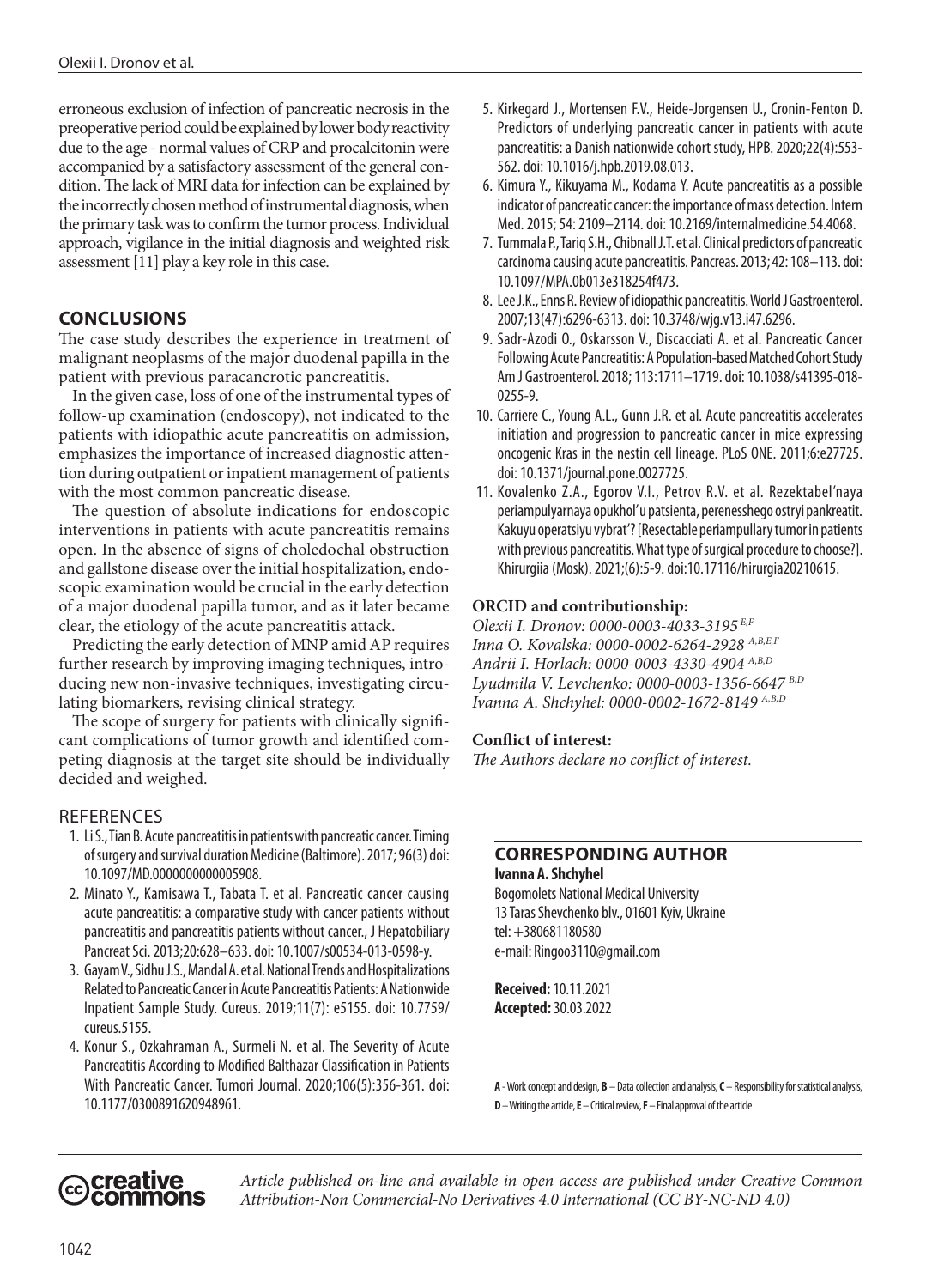erroneous exclusion of infection of pancreatic necrosis in the preoperative period could be explained by lower body reactivity due to the age - normal values of CRP and procalcitonin were accompanied by a satisfactory assessment of the general condition. The lack of MRI data for infection can be explained by the incorrectly chosen method of instrumental diagnosis, when the primary task was to confirm the tumor process. Individual approach, vigilance in the initial diagnosis and weighted risk assessment [11] play a key role in this case.

## CONCLUSIONS

The case study describes the experience in treatment of malignant neoplasms of the major duodenal papilla in the patient with previous paracancrotic pancreatitis.

In the given case, loss of one of the instrumental types of follow-up examination (endoscopy), not indicated to the patients with idiopathic acute pancreatitis on admission, emphasizes the importance of increased diagnostic attention during outpatient or inpatient management of patients with the most common pancreatic disease.

The question of absolute indications for endoscopic interventions in patients with acute pancreatitis remains open. In the absence of signs of choledochal obstruction and gallstone disease over the initial hospitalization, endoscopic examination would be crucial in the early detection of a major duodenal papilla tumor, and as it later became clear, the etiology of the acute pancreatitis attack.

Predicting the early detection of MNP amid AP requires further research by improving imaging techniques, introducing new non-invasive techniques, investigating circulating biomarkers, revising clinical strategy.

The scope of surgery for patients with clinically significant complications of tumor growth and identified competing diagnosis at the target site should be individually decided and weighed.

## REFERENCES

1. Li S., Tian B. Acute pancreatitis in patients with pancreatic cancer. Timing of surgery and survival duration Medicine (Baltimore). 2017; 96(3) doi: 10.1097/MD.0000000000005908.
2. Minato Y., Kamisawa T., Tabata T. et al. Pancreatic cancer causing acute pancreatitis: a comparative study with cancer patients without pancreatitis and pancreatitis patients without cancer., J Hepatobiliary Pancreat Sci. 2013;20:628–633. doi: 10.1007/s00534-013-0598-y.
3. Gayam V., Sidhu J.S., Mandal A. et al. National Trends and Hospitalizations Related to Pancreatic Cancer in Acute Pancreatitis Patients: A Nationwide Inpatient Sample Study. Cureus. 2019;11(7): e5155. doi: 10.7759/cureus.5155.
4. Konur S., Ozkahraman A., Surmeli N. et al. The Severity of Acute Pancreatitis According to Modified Balthazar Classification in Patients With Pancreatic Cancer. Tumori Journal. 2020;106(5):356-361. doi: 10.1177/0300891620948961.
5. Kirkegard J., Mortensen F.V., Heide-Jorgensen U., Cronin-Fenton D. Predictors of underlying pancreatic cancer in patients with acute pancreatitis: a Danish nationwide cohort study, HPB. 2020;22(4):553-562. doi: 10.1016/j.hpb.2019.08.013.
6. Kimura Y., Kikuyama M., Kodama Y. Acute pancreatitis as a possible indicator of pancreatic cancer: the importance of mass detection. Intern Med. 2015; 54: 2109–2114. doi: 10.2169/internalmedicine.54.4068.
7. Tummala P., Tariq S.H., Chibnall J.T. et al. Clinical predictors of pancreatic carcinoma causing acute pancreatitis. Pancreas. 2013; 42: 108–113. doi: 10.1097/MPA.0b013e318254f473.
8. Lee J.K., Enns R. Review of idiopathic pancreatitis. World J Gastroenterol. 2007;13(47):6296-6313. doi: 10.3748/wjg.v13.i47.6296.
9. Sadr-Azodi O., Oskarsson V., Discacciati A. et al. Pancreatic Cancer Following Acute Pancreatitis: A Population-based Matched Cohort Study Am J Gastroenterol. 2018; 113:1711–1719. doi: 10.1038/s41395-018-0255-9.
10. Carriere C., Young A.L., Gunn J.R. et al. Acute pancreatitis accelerates initiation and progression to pancreatic cancer in mice expressing oncogenic Kras in the nestin cell lineage. PLoS ONE. 2011;6:e27725. doi: 10.1371/journal.pone.0027725.
11. Kovalenko Z.A., Egorov V.I., Petrov R.V. et al. Rezektabel'naya periampulyarnaya opukhol' u patsienta, perenesshego ostryi pankreatit. Kakuyu operatsiyu vybrat'? [Resectable periampullary tumor in patients with previous pancreatitis. What type of surgical procedure to choose?]. Khirurgiia (Mosk). 2021;(6):5-9. doi:10.17116/hirurgia20210615.

### ORCID and contributionship:

*Olexii I. Dronov: 0000-0003-4033-3195* [E,F]
*Inna O. Kovalska: 0000-0002-6264-2928* [A,B,E,F]
*Andrii I. Horlach: 0000-0003-4330-4904* [A,B,D]
*Lyudmila V. Levchenko: 0000-0003-1356-6647* [B,D]
*Ivanna A. Shchyhel: 0000-0002-1672-8149* [A,B,D]

### Conflict of interest:

*The Authors declare no conflict of interest.*

## CORRESPONDING AUTHOR

**Ivanna A. Shchyhel**
Bogomolets National Medical University
13 Taras Shevchenko blv., 01601 Kyiv, Ukraine
tel: +380681180580
e-mail: Ringoo3110@gmail.com

**Received:** 10.11.2021
**Accepted:** 30.03.2022

**A** – Work concept and design, **B** – Data collection and analysis, **C** – Responsibility for statistical analysis, **D** – Writing the article, **E** – Critical review, **F** – Final approval of the article

*Article published on-line and available in open access are published under Creative Common Attribution-Non Commercial-No Derivatives 4.0 International (CC BY-NC-ND 4.0)*